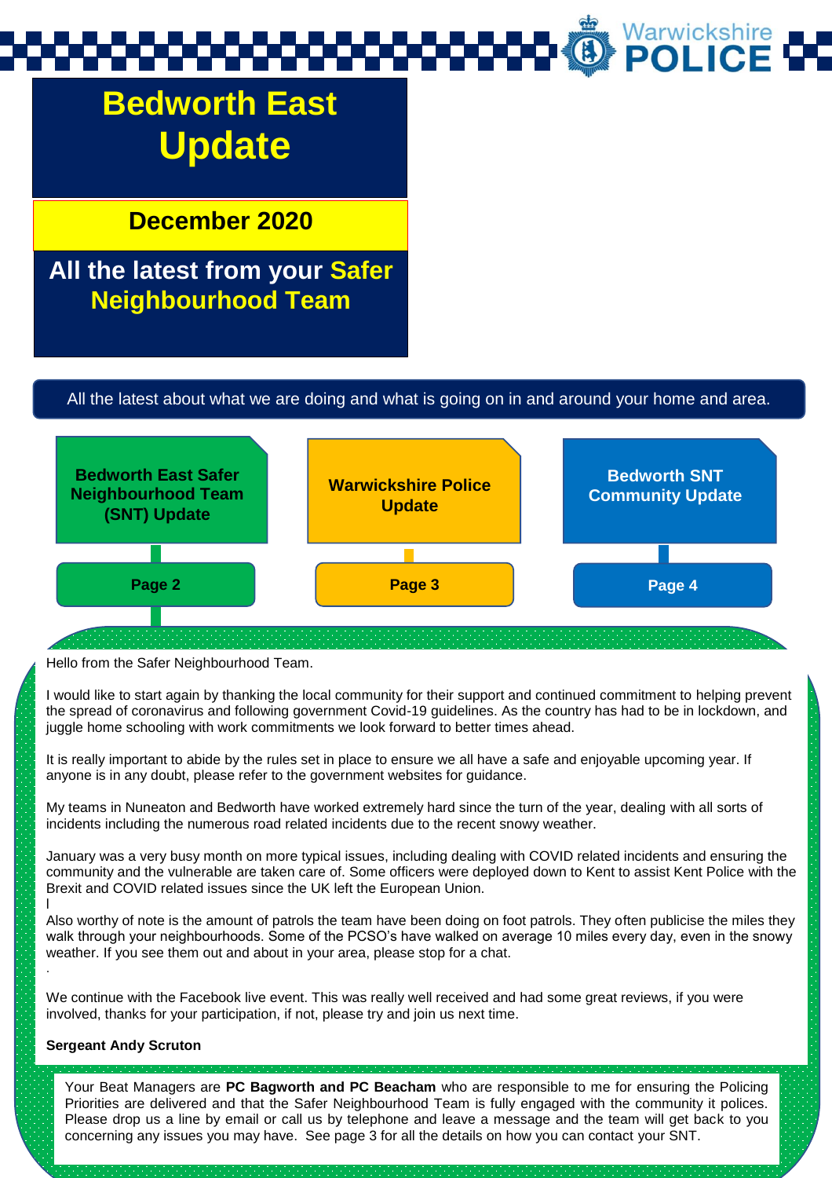Warwickshire POLICE

# Bedworth East Update

## December 2020

## All the latest from your Safer Neighbourhood Team

All the latest about what we are doing and what is going on in and around your home and area.

**Bedworth East Safer Neighbourhood Team (SNT) Update** — **Page 2**

**Warwickshire Police Update** — **Page 3**

**Bedworth SNT Community Update** — **Page 4**

Hello from the Safer Neighbourhood Team.

I would like to start again by thanking the local community for their support and continued commitment to helping prevent the spread of coronavirus and following government Covid-19 guidelines. As the country has had to be in lockdown, and juggle home schooling with work commitments we look forward to better times ahead.

It is really important to abide by the rules set in place to ensure we all have a safe and enjoyable upcoming year. If anyone is in any doubt, please refer to the government websites for guidance.

My teams in Nuneaton and Bedworth have worked extremely hard since the turn of the year, dealing with all sorts of incidents including the numerous road related incidents due to the recent snowy weather.

January was a very busy month on more typical issues, including dealing with COVID related incidents and ensuring the community and the vulnerable are taken care of. Some officers were deployed down to Kent to assist Kent Police with the Brexit and COVID related issues since the UK left the European Union.

Also worthy of note is the amount of patrols the team have been doing on foot patrols. They often publicise the miles they walk through your neighbourhoods. Some of the PCSO's have walked on average 10 miles every day, even in the snowy weather. If you see them out and about in your area, please stop for a chat.

We continue with the Facebook live event. This was really well received and had some great reviews, if you were involved, thanks for your participation, if not, please try and join us next time.

**Sergeant Andy Scruton**

Your Beat Managers are **PC Bagworth and PC Beacham** who are responsible to me for ensuring the Policing Priorities are delivered and that the Safer Neighbourhood Team is fully engaged with the community it polices. Please drop us a line by email or call us by telephone and leave a message and the team will get back to you concerning any issues you may have. See page 3 for all the details on how you can contact your SNT.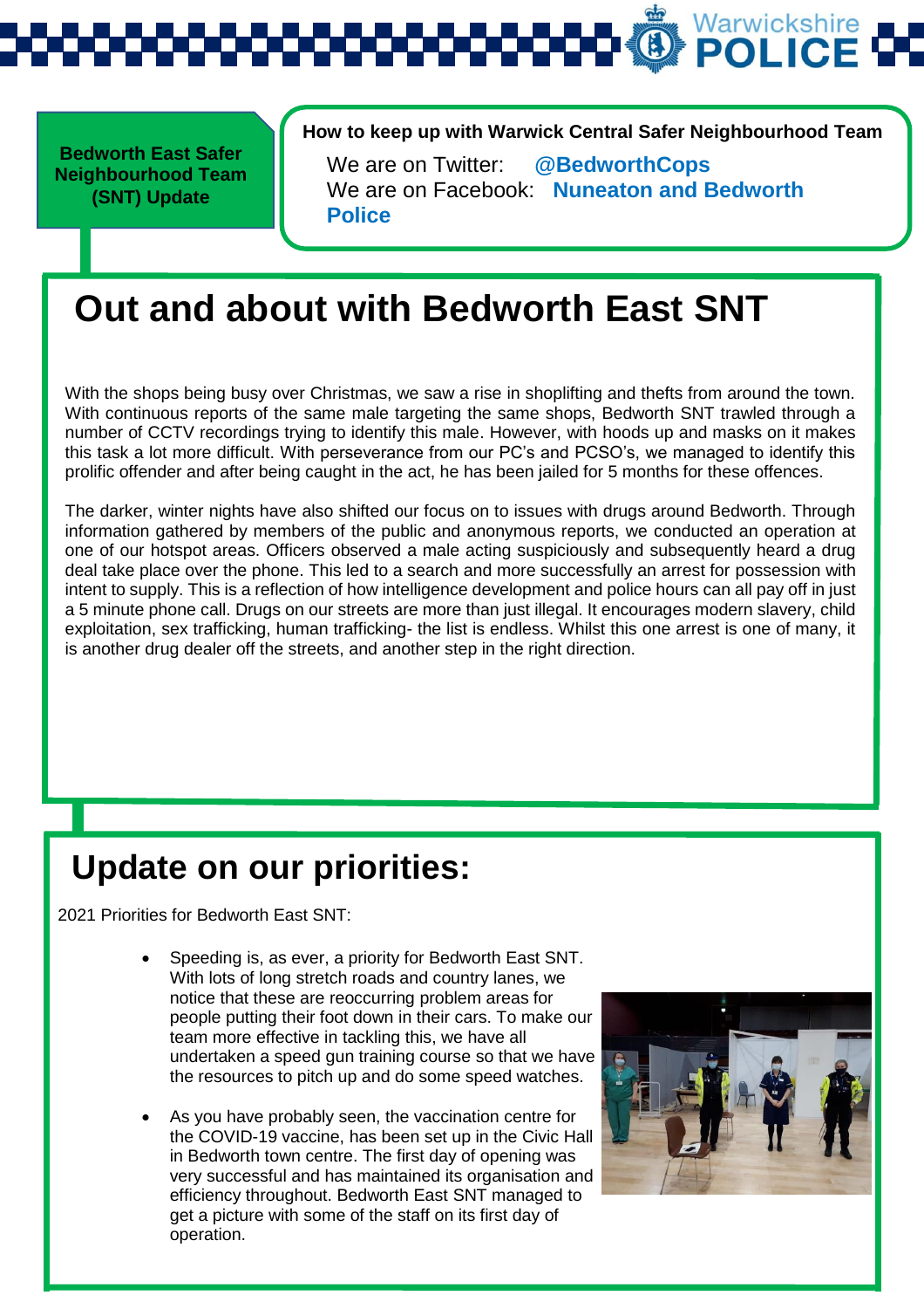**Bedworth East Safer Neighbourhood Team (SNT) Update**

**How to keep up with Warwick Central Safer Neighbourhood Team**

We are on Twitter: **@BedworthCops**
We are on Facebook: **Nuneaton and Bedworth Police**

# Out and about with Bedworth East SNT

With the shops being busy over Christmas, we saw a rise in shoplifting and thefts from around the town. With continuous reports of the same male targeting the same shops, Bedworth SNT trawled through a number of CCTV recordings trying to identify this male. However, with hoods up and masks on it makes this task a lot more difficult. With perseverance from our PC's and PCSO's, we managed to identify this prolific offender and after being caught in the act, he has been jailed for 5 months for these offences.

The darker, winter nights have also shifted our focus on to issues with drugs around Bedworth. Through information gathered by members of the public and anonymous reports, we conducted an operation at one of our hotspot areas. Officers observed a male acting suspiciously and subsequently heard a drug deal take place over the phone. This led to a search and more successfully an arrest for possession with intent to supply. This is a reflection of how intelligence development and police hours can all pay off in just a 5 minute phone call. Drugs on our streets are more than just illegal. It encourages modern slavery, child exploitation, sex trafficking, human trafficking- the list is endless. Whilst this one arrest is one of many, it is another drug dealer off the streets, and another step in the right direction.

# Update on our priorities:

2021 Priorities for Bedworth East SNT:

- Speeding is, as ever, a priority for Bedworth East SNT. With lots of long stretch roads and country lanes, we notice that these are reoccurring problem areas for people putting their foot down in their cars. To make our team more effective in tackling this, we have all undertaken a speed gun training course so that we have the resources to pitch up and do some speed watches.

- As you have probably seen, the vaccination centre for the COVID-19 vaccine, has been set up in the Civic Hall in Bedworth town centre. The first day of opening was very successful and has maintained its organisation and efficiency throughout. Bedworth East SNT managed to get a picture with some of the staff on its first day of operation.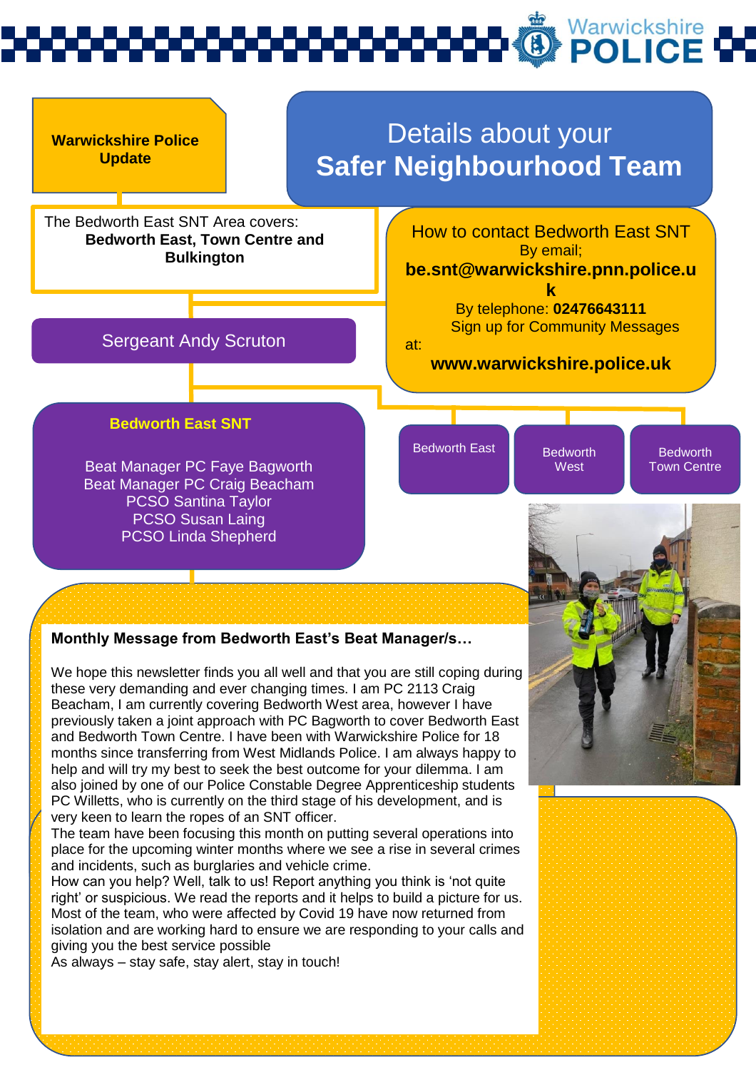Warwickshire POLICE

**Warwickshire Police Update**

# Details about your **Safer Neighbourhood Team**

The Bedworth East SNT Area covers:
**Bedworth East, Town Centre and Bulkington**

How to contact Bedworth East SNT
By email;
**be.snt@warwickshire.pnn.police.uk**
By telephone: **02476643111**
Sign up for Community Messages at:
**www.warwickshire.police.uk**

Sergeant Andy Scruton

**Bedworth East SNT**

Beat Manager PC Faye Bagworth
Beat Manager PC Craig Beacham
PCSO Santina Taylor
PCSO Susan Laing
PCSO Linda Shepherd

Bedworth East

Bedworth West

Bedworth Town Centre

**Monthly Message from Bedworth East's Beat Manager/s…**

We hope this newsletter finds you all well and that you are still coping during these very demanding and ever changing times. I am PC 2113 Craig Beacham, I am currently covering Bedworth West area, however I have previously taken a joint approach with PC Bagworth to cover Bedworth East and Bedworth Town Centre. I have been with Warwickshire Police for 18 months since transferring from West Midlands Police. I am always happy to help and will try my best to seek the best outcome for your dilemma. I am also joined by one of our Police Constable Degree Apprenticeship students PC Willetts, who is currently on the third stage of his development, and is very keen to learn the ropes of an SNT officer.
The team have been focusing this month on putting several operations into place for the upcoming winter months where we see a rise in several crimes and incidents, such as burglaries and vehicle crime.
How can you help? Well, talk to us! Report anything you think is 'not quite right' or suspicious. We read the reports and it helps to build a picture for us.
Most of the team, who were affected by Covid 19 have now returned from isolation and are working hard to ensure we are responding to your calls and giving you the best service possible
As always – stay safe, stay alert, stay in touch!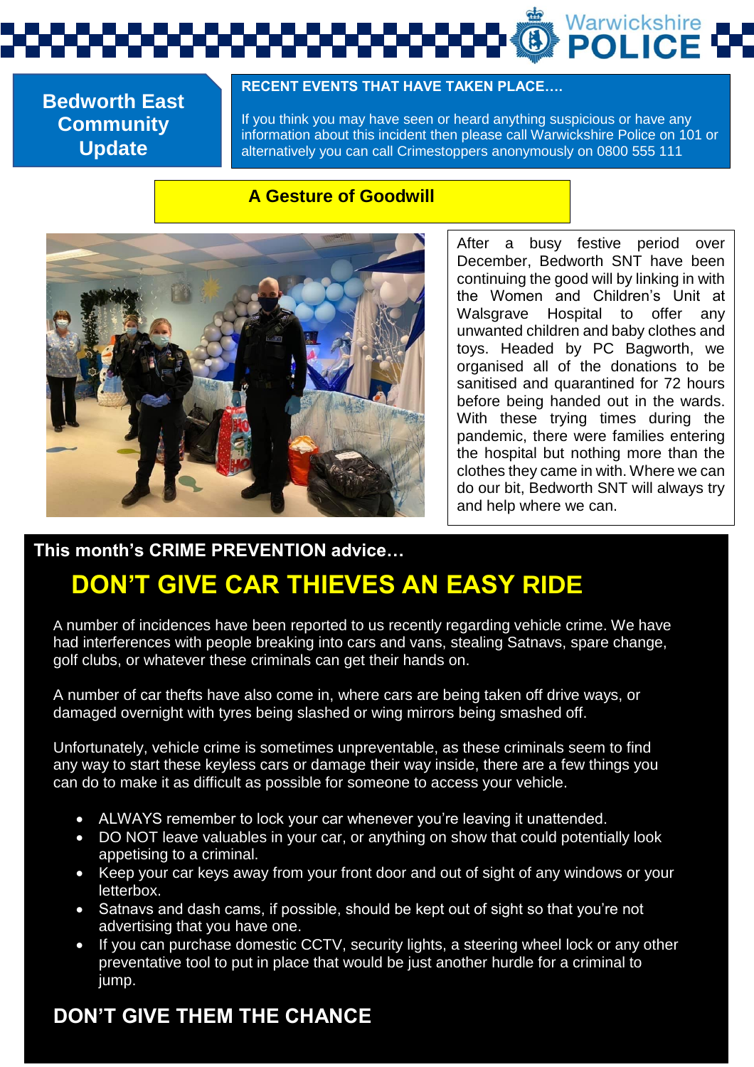Warwickshire POLICE

# Bedworth East Community Update

**RECENT EVENTS THAT HAVE TAKEN PLACE….**

If you think you may have seen or heard anything suspicious or have any information about this incident then please call Warwickshire Police on 101 or alternatively you can call Crimestoppers anonymously on 0800 555 111

## A Gesture of Goodwill

After a busy festive period over December, Bedworth SNT have been continuing the good will by linking in with the Women and Children's Unit at Walsgrave Hospital to offer any unwanted children and baby clothes and toys. Headed by PC Bagworth, we organised all of the donations to be sanitised and quarantined for 72 hours before being handed out in the wards. With these trying times during the pandemic, there were families entering the hospital but nothing more than the clothes they came in with. Where we can do our bit, Bedworth SNT will always try and help where we can.

**This month's CRIME PREVENTION advice…**

## DON'T GIVE CAR THIEVES AN EASY RIDE

A number of incidences have been reported to us recently regarding vehicle crime. We have had interferences with people breaking into cars and vans, stealing Satnavs, spare change, golf clubs, or whatever these criminals can get their hands on.

A number of car thefts have also come in, where cars are being taken off drive ways, or damaged overnight with tyres being slashed or wing mirrors being smashed off.

Unfortunately, vehicle crime is sometimes unpreventable, as these criminals seem to find any way to start these keyless cars or damage their way inside, there are a few things you can do to make it as difficult as possible for someone to access your vehicle.

- ALWAYS remember to lock your car whenever you're leaving it unattended.
- DO NOT leave valuables in your car, or anything on show that could potentially look appetising to a criminal.
- Keep your car keys away from your front door and out of sight of any windows or your letterbox.
- Satnavs and dash cams, if possible, should be kept out of sight so that you're not advertising that you have one.
- If you can purchase domestic CCTV, security lights, a steering wheel lock or any other preventative tool to put in place that would be just another hurdle for a criminal to jump.

**DON'T GIVE THEM THE CHANCE**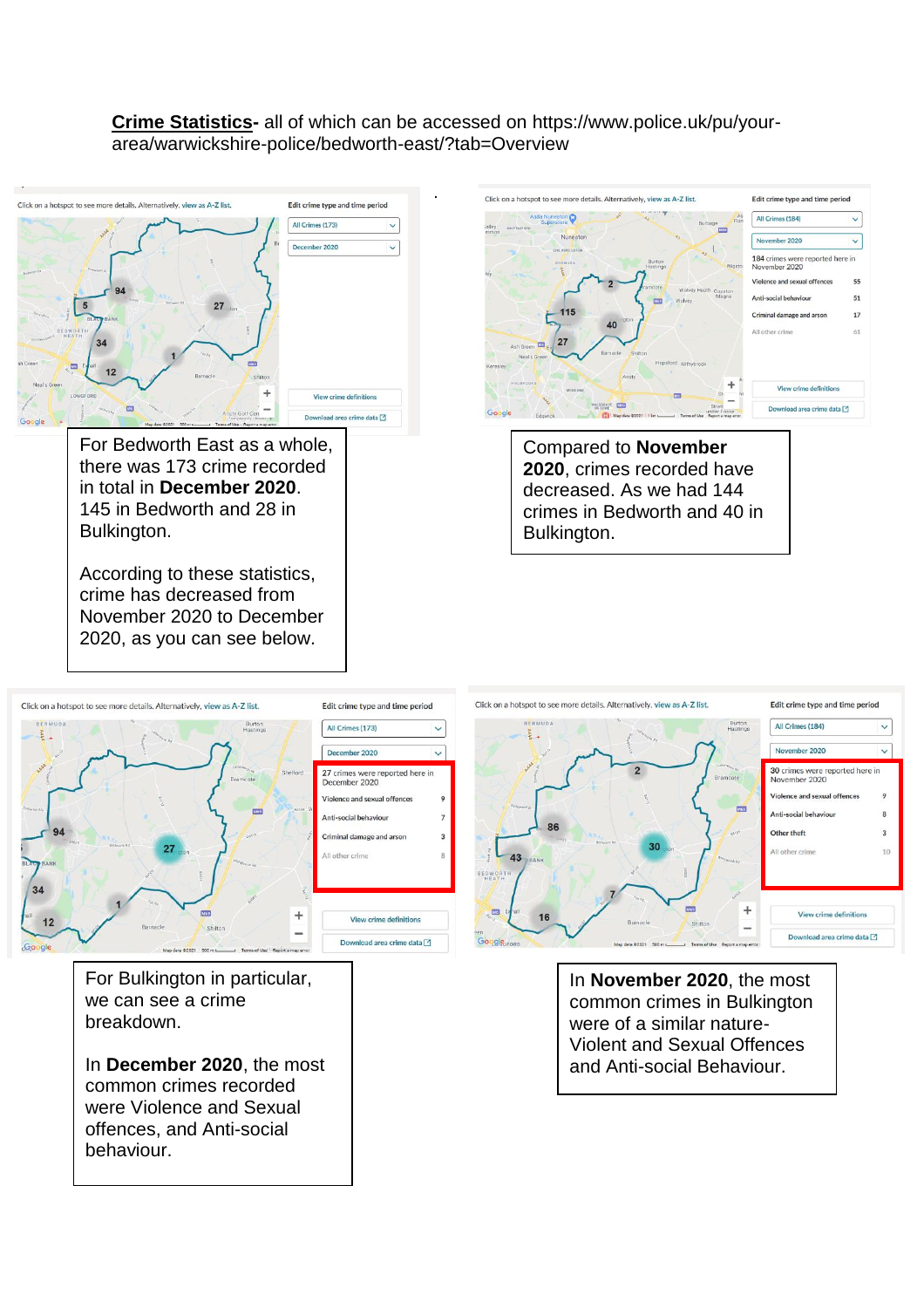**Crime Statistics**- all of which can be accessed on https://www.police.uk/pu/your-area/warwickshire-police/bedworth-east/?tab=Overview

For Bedworth East as a whole, there was 173 crime recorded in total in **December 2020**. 145 in Bedworth and 28 in Bulkington.

According to these statistics, crime has decreased from November 2020 to December 2020, as you can see below.

Compared to **November 2020**, crimes recorded have decreased. As we had 144 crimes in Bedworth and 40 in Bulkington.

For Bulkington in particular, we can see a crime breakdown.

In **December 2020**, the most common crimes recorded were Violence and Sexual offences, and Anti-social behaviour.

In **November 2020**, the most common crimes in Bulkington were of a similar nature- Violent and Sexual Offences and Anti-social Behaviour.